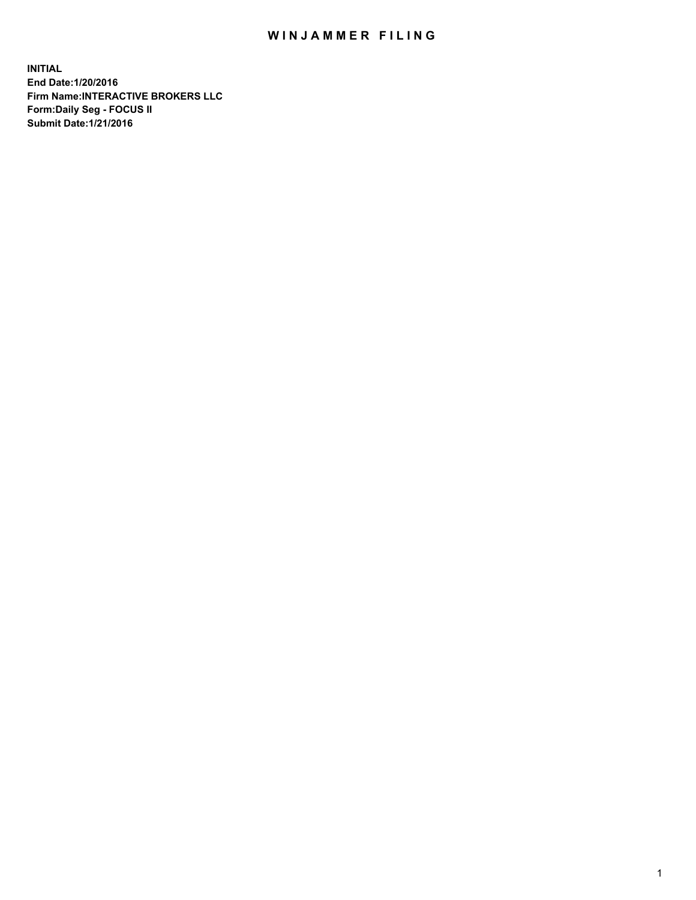# WINJAMMER FILING

**INITIAL**
**End Date:1/20/2016**
**Firm Name:INTERACTIVE BROKERS LLC**
**Form:Daily Seg - FOCUS II**
**Submit Date:1/21/2016**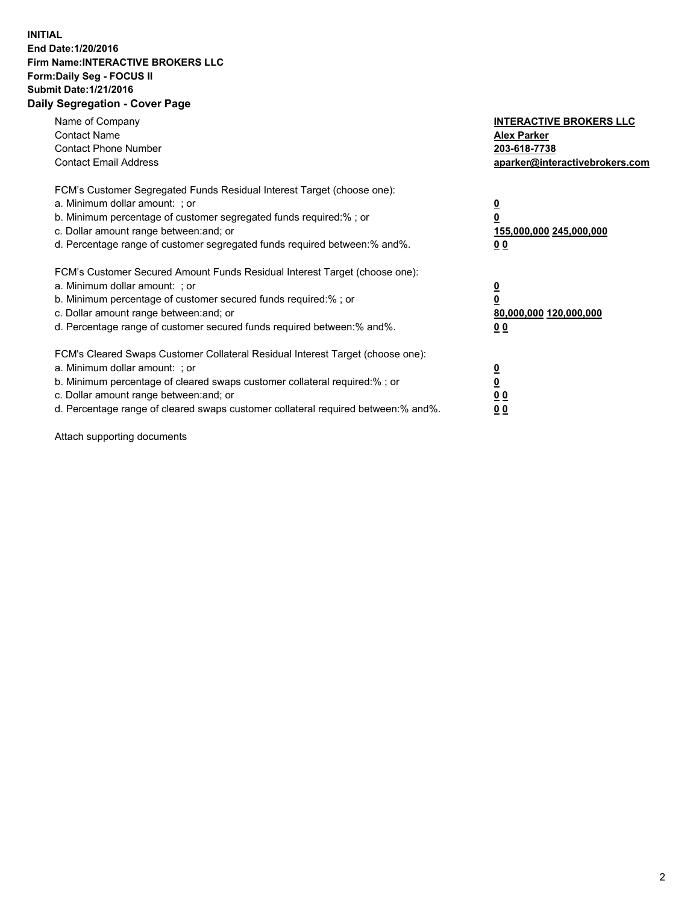**INITIAL**
**End Date:1/20/2016**
**Firm Name:INTERACTIVE BROKERS LLC**
**Form:Daily Seg - FOCUS II**
**Submit Date:1/21/2016**

## Daily Segregation - Cover Page

| | |
|---|---|
| Name of Company | **INTERACTIVE BROKERS LLC** |
| Contact Name | **Alex Parker** |
| Contact Phone Number | **203-618-7738** |
| Contact Email Address | **aparker@interactivebrokers.com** |

| | |
|---|---|
| FCM's Customer Segregated Funds Residual Interest Target (choose one): | |
| a. Minimum dollar amount: ; or | **0** |
| b. Minimum percentage of customer segregated funds required:% ; or | **0** |
| c. Dollar amount range between:and; or | **155,000,000 245,000,000** |
| d. Percentage range of customer segregated funds required between:% and%. | **0 0** |

| | |
|---|---|
| FCM's Customer Secured Amount Funds Residual Interest Target (choose one): | |
| a. Minimum dollar amount: ; or | **0** |
| b. Minimum percentage of customer secured funds required:% ; or | **0** |
| c. Dollar amount range between:and; or | **80,000,000 120,000,000** |
| d. Percentage range of customer secured funds required between:% and%. | **0 0** |

| | |
|---|---|
| FCM's Cleared Swaps Customer Collateral Residual Interest Target (choose one): | |
| a. Minimum dollar amount: ; or | **0** |
| b. Minimum percentage of cleared swaps customer collateral required:% ; or | **0** |
| c. Dollar amount range between:and; or | **0 0** |
| d. Percentage range of cleared swaps customer collateral required between:% and%. | **0 0** |

Attach supporting documents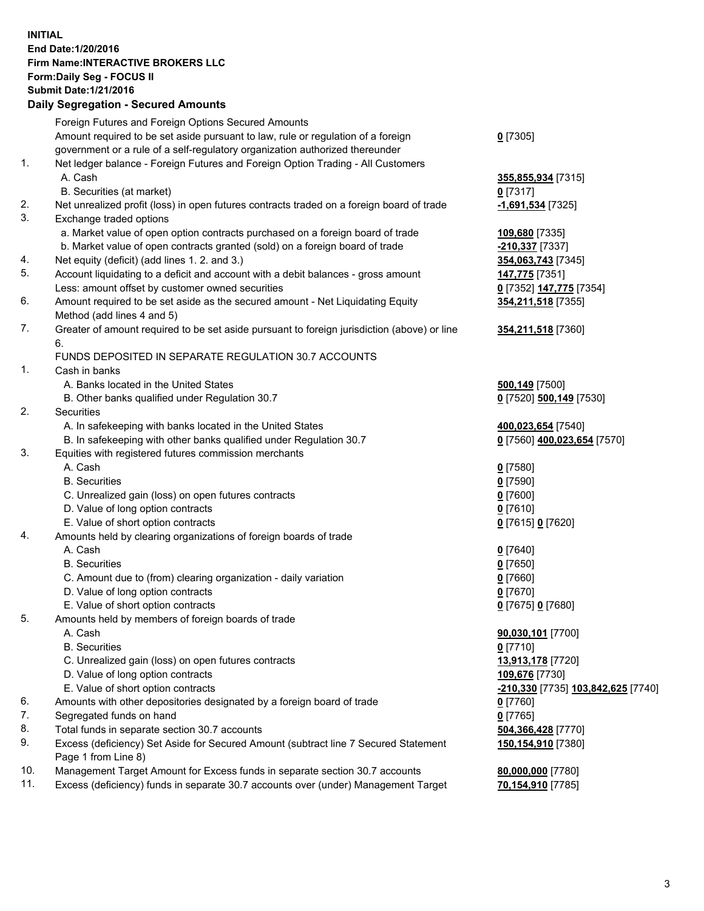**INITIAL**
**End Date:1/20/2016**
**Firm Name:INTERACTIVE BROKERS LLC**
**Form:Daily Seg - FOCUS II**
**Submit Date:1/21/2016**

## Daily Segregation - Secured Amounts

| | | |
|---|---|---|
| | Foreign Futures and Foreign Options Secured Amounts | |
| | Amount required to be set aside pursuant to law, rule or regulation of a foreign government or a rule of a self-regulatory organization authorized thereunder | **0** [7305] |
| 1. | Net ledger balance - Foreign Futures and Foreign Option Trading - All Customers | |
| | A. Cash | **355,855,934** [7315] |
| | B. Securities (at market) | **0** [7317] |
| 2. | Net unrealized profit (loss) in open futures contracts traded on a foreign board of trade | **-1,691,534** [7325] |
| 3. | Exchange traded options | |
| | a. Market value of open option contracts purchased on a foreign board of trade | **109,680** [7335] |
| | b. Market value of open contracts granted (sold) on a foreign board of trade | **-210,337** [7337] |
| 4. | Net equity (deficit) (add lines 1. 2. and 3.) | **354,063,743** [7345] |
| 5. | Account liquidating to a deficit and account with a debit balances - gross amount | **147,775** [7351] |
| | Less: amount offset by customer owned securities | **0** [7352] **147,775** [7354] |
| 6. | Amount required to be set aside as the secured amount - Net Liquidating Equity Method (add lines 4 and 5) | **354,211,518** [7355] |
| 7. | Greater of amount required to be set aside pursuant to foreign jurisdiction (above) or line 6. | **354,211,518** [7360] |
| | FUNDS DEPOSITED IN SEPARATE REGULATION 30.7 ACCOUNTS | |
| 1. | Cash in banks | |
| | A. Banks located in the United States | **500,149** [7500] |
| | B. Other banks qualified under Regulation 30.7 | **0** [7520] **500,149** [7530] |
| 2. | Securities | |
| | A. In safekeeping with banks located in the United States | **400,023,654** [7540] |
| | B. In safekeeping with other banks qualified under Regulation 30.7 | **0** [7560] **400,023,654** [7570] |
| 3. | Equities with registered futures commission merchants | |
| | A. Cash | **0** [7580] |
| | B. Securities | **0** [7590] |
| | C. Unrealized gain (loss) on open futures contracts | **0** [7600] |
| | D. Value of long option contracts | **0** [7610] |
| | E. Value of short option contracts | **0** [7615] **0** [7620] |
| 4. | Amounts held by clearing organizations of foreign boards of trade | |
| | A. Cash | **0** [7640] |
| | B. Securities | **0** [7650] |
| | C. Amount due to (from) clearing organization - daily variation | **0** [7660] |
| | D. Value of long option contracts | **0** [7670] |
| | E. Value of short option contracts | **0** [7675] **0** [7680] |
| 5. | Amounts held by members of foreign boards of trade | |
| | A. Cash | **90,030,101** [7700] |
| | B. Securities | **0** [7710] |
| | C. Unrealized gain (loss) on open futures contracts | **13,913,178** [7720] |
| | D. Value of long option contracts | **109,676** [7730] |
| | E. Value of short option contracts | **-210,330** [7735] **103,842,625** [7740] |
| 6. | Amounts with other depositories designated by a foreign board of trade | **0** [7760] |
| 7. | Segregated funds on hand | **0** [7765] |
| 8. | Total funds in separate section 30.7 accounts | **504,366,428** [7770] |
| 9. | Excess (deficiency) Set Aside for Secured Amount (subtract line 7 Secured Statement Page 1 from Line 8) | **150,154,910** [7380] |
| 10. | Management Target Amount for Excess funds in separate section 30.7 accounts | **80,000,000** [7780] |
| 11. | Excess (deficiency) funds in separate 30.7 accounts over (under) Management Target | **70,154,910** [7785] |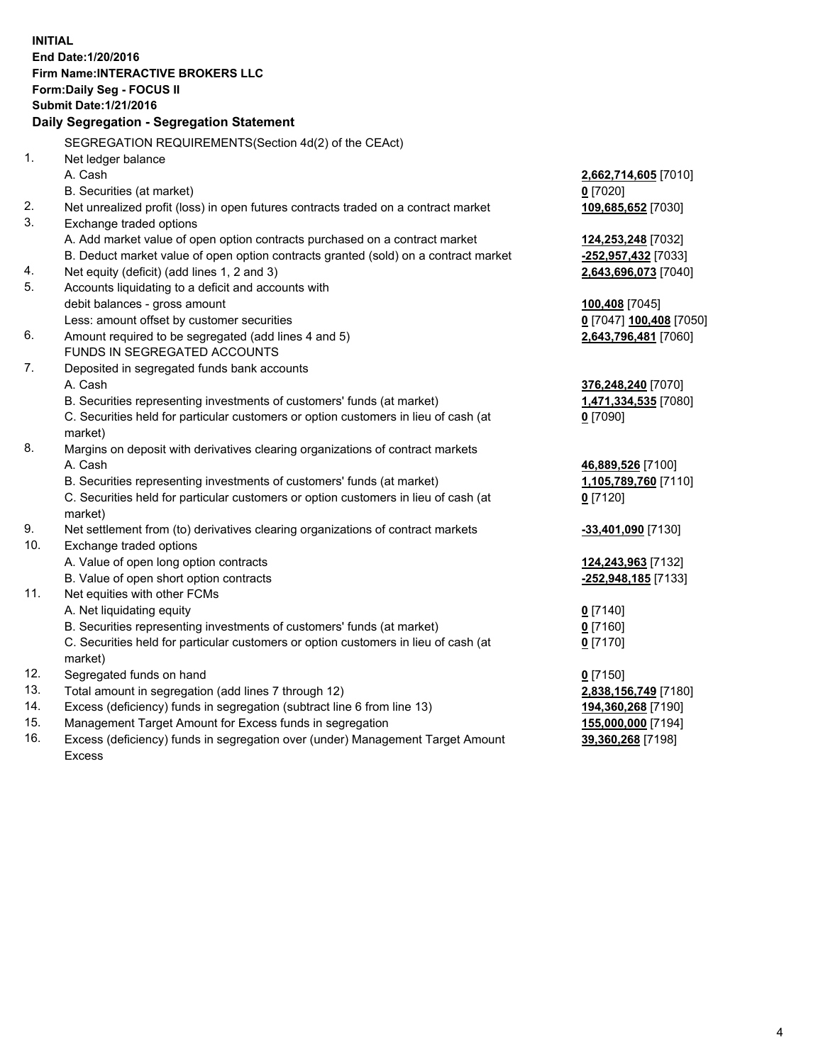**INITIAL**
**End Date:1/20/2016**
**Firm Name:INTERACTIVE BROKERS LLC**
**Form:Daily Seg - FOCUS II**
**Submit Date:1/21/2016**

## Daily Segregation - Segregation Statement

| | | |
|---|---|---|
| | SEGREGATION REQUIREMENTS(Section 4d(2) of the CEAct) | |
| 1. | Net ledger balance | |
| | A. Cash | **2,662,714,605** [7010] |
| | B. Securities (at market) | **0** [7020] |
| 2. | Net unrealized profit (loss) in open futures contracts traded on a contract market | **109,685,652** [7030] |
| 3. | Exchange traded options | |
| | A. Add market value of open option contracts purchased on a contract market | **124,253,248** [7032] |
| | B. Deduct market value of open option contracts granted (sold) on a contract market | **-252,957,432** [7033] |
| 4. | Net equity (deficit) (add lines 1, 2 and 3) | **2,643,696,073** [7040] |
| 5. | Accounts liquidating to a deficit and accounts with | |
| | debit balances - gross amount | **100,408** [7045] |
| | Less: amount offset by customer securities | **0** [7047] **100,408** [7050] |
| 6. | Amount required to be segregated (add lines 4 and 5) | **2,643,796,481** [7060] |
| | FUNDS IN SEGREGATED ACCOUNTS | |
| 7. | Deposited in segregated funds bank accounts | |
| | A. Cash | **376,248,240** [7070] |
| | B. Securities representing investments of customers' funds (at market) | **1,471,334,535** [7080] |
| | C. Securities held for particular customers or option customers in lieu of cash (at market) | **0** [7090] |
| 8. | Margins on deposit with derivatives clearing organizations of contract markets | |
| | A. Cash | **46,889,526** [7100] |
| | B. Securities representing investments of customers' funds (at market) | **1,105,789,760** [7110] |
| | C. Securities held for particular customers or option customers in lieu of cash (at market) | **0** [7120] |
| 9. | Net settlement from (to) derivatives clearing organizations of contract markets | **-33,401,090** [7130] |
| 10. | Exchange traded options | |
| | A. Value of open long option contracts | **124,243,963** [7132] |
| | B. Value of open short option contracts | **-252,948,185** [7133] |
| 11. | Net equities with other FCMs | |
| | A. Net liquidating equity | **0** [7140] |
| | B. Securities representing investments of customers' funds (at market) | **0** [7160] |
| | C. Securities held for particular customers or option customers in lieu of cash (at market) | **0** [7170] |
| 12. | Segregated funds on hand | **0** [7150] |
| 13. | Total amount in segregation (add lines 7 through 12) | **2,838,156,749** [7180] |
| 14. | Excess (deficiency) funds in segregation (subtract line 6 from line 13) | **194,360,268** [7190] |
| 15. | Management Target Amount for Excess funds in segregation | **155,000,000** [7194] |
| 16. | Excess (deficiency) funds in segregation over (under) Management Target Amount Excess | **39,360,268** [7198] |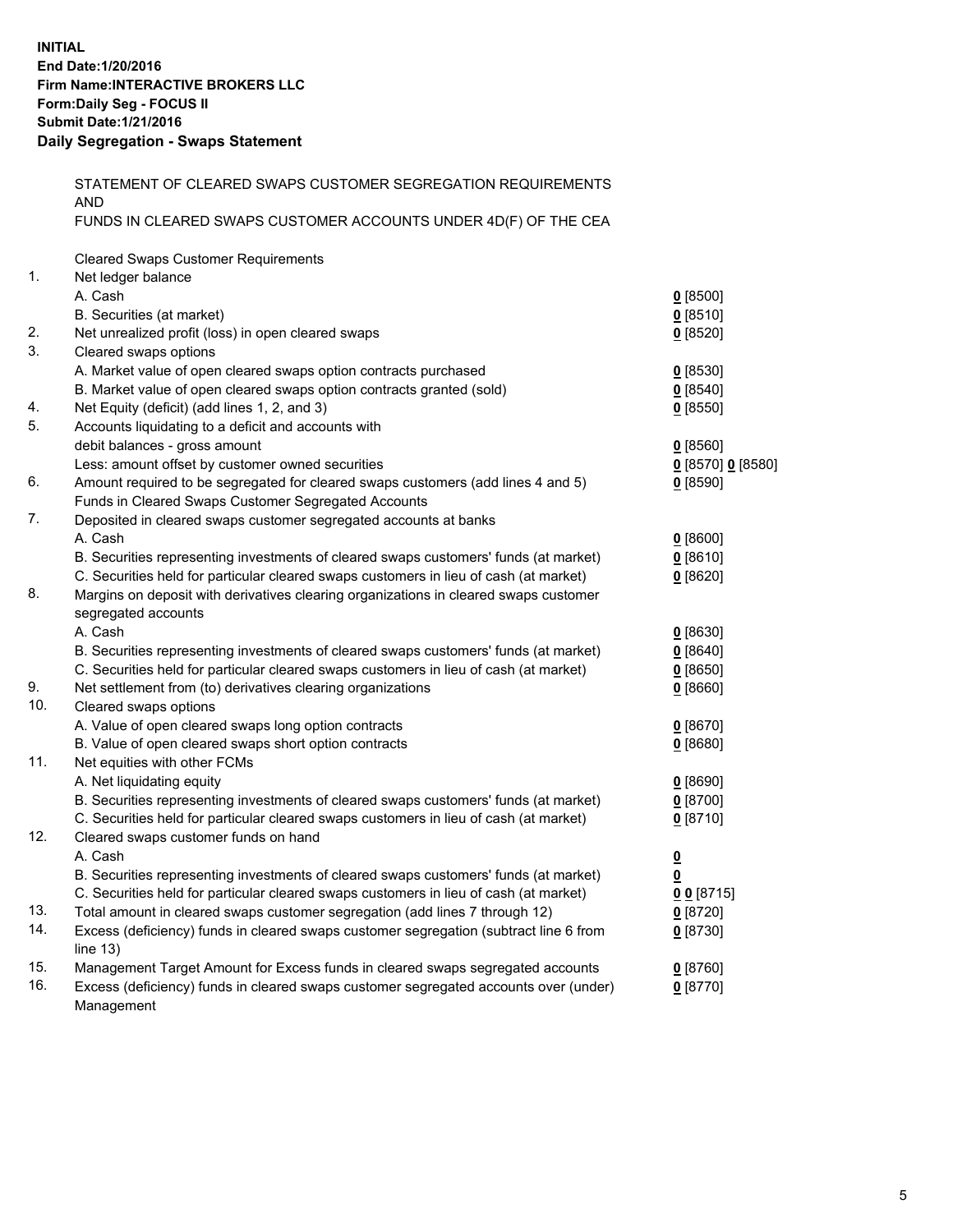**INITIAL**
**End Date:1/20/2016**
**Firm Name:INTERACTIVE BROKERS LLC**
**Form:Daily Seg - FOCUS II**
**Submit Date:1/21/2016**
**Daily Segregation - Swaps Statement**

STATEMENT OF CLEARED SWAPS CUSTOMER SEGREGATION REQUIREMENTS
AND
FUNDS IN CLEARED SWAPS CUSTOMER ACCOUNTS UNDER 4D(F) OF THE CEA

| | | |
|---|---|---|
| | Cleared Swaps Customer Requirements | |
| 1. | Net ledger balance | |
| | A. Cash | 0 [8500] |
| | B. Securities (at market) | 0 [8510] |
| 2. | Net unrealized profit (loss) in open cleared swaps | 0 [8520] |
| 3. | Cleared swaps options | |
| | A. Market value of open cleared swaps option contracts purchased | 0 [8530] |
| | B. Market value of open cleared swaps option contracts granted (sold) | 0 [8540] |
| 4. | Net Equity (deficit) (add lines 1, 2, and 3) | 0 [8550] |
| 5. | Accounts liquidating to a deficit and accounts with | |
| | debit balances - gross amount | 0 [8560] |
| | Less: amount offset by customer owned securities | 0 [8570] 0 [8580] |
| 6. | Amount required to be segregated for cleared swaps customers (add lines 4 and 5) | 0 [8590] |
| | Funds in Cleared Swaps Customer Segregated Accounts | |
| 7. | Deposited in cleared swaps customer segregated accounts at banks | |
| | A. Cash | 0 [8600] |
| | B. Securities representing investments of cleared swaps customers' funds (at market) | 0 [8610] |
| | C. Securities held for particular cleared swaps customers in lieu of cash (at market) | 0 [8620] |
| 8. | Margins on deposit with derivatives clearing organizations in cleared swaps customer segregated accounts | |
| | A. Cash | 0 [8630] |
| | B. Securities representing investments of cleared swaps customers' funds (at market) | 0 [8640] |
| | C. Securities held for particular cleared swaps customers in lieu of cash (at market) | 0 [8650] |
| 9. | Net settlement from (to) derivatives clearing organizations | 0 [8660] |
| 10. | Cleared swaps options | |
| | A. Value of open cleared swaps long option contracts | 0 [8670] |
| | B. Value of open cleared swaps short option contracts | 0 [8680] |
| 11. | Net equities with other FCMs | |
| | A. Net liquidating equity | 0 [8690] |
| | B. Securities representing investments of cleared swaps customers' funds (at market) | 0 [8700] |
| | C. Securities held for particular cleared swaps customers in lieu of cash (at market) | 0 [8710] |
| 12. | Cleared swaps customer funds on hand | |
| | A. Cash | 0 |
| | B. Securities representing investments of cleared swaps customers' funds (at market) | 0 |
| | C. Securities held for particular cleared swaps customers in lieu of cash (at market) | 0 0 [8715] |
| 13. | Total amount in cleared swaps customer segregation (add lines 7 through 12) | 0 [8720] |
| 14. | Excess (deficiency) funds in cleared swaps customer segregation (subtract line 6 from line 13) | 0 [8730] |
| 15. | Management Target Amount for Excess funds in cleared swaps segregated accounts | 0 [8760] |
| 16. | Excess (deficiency) funds in cleared swaps customer segregated accounts over (under) Management | 0 [8770] |